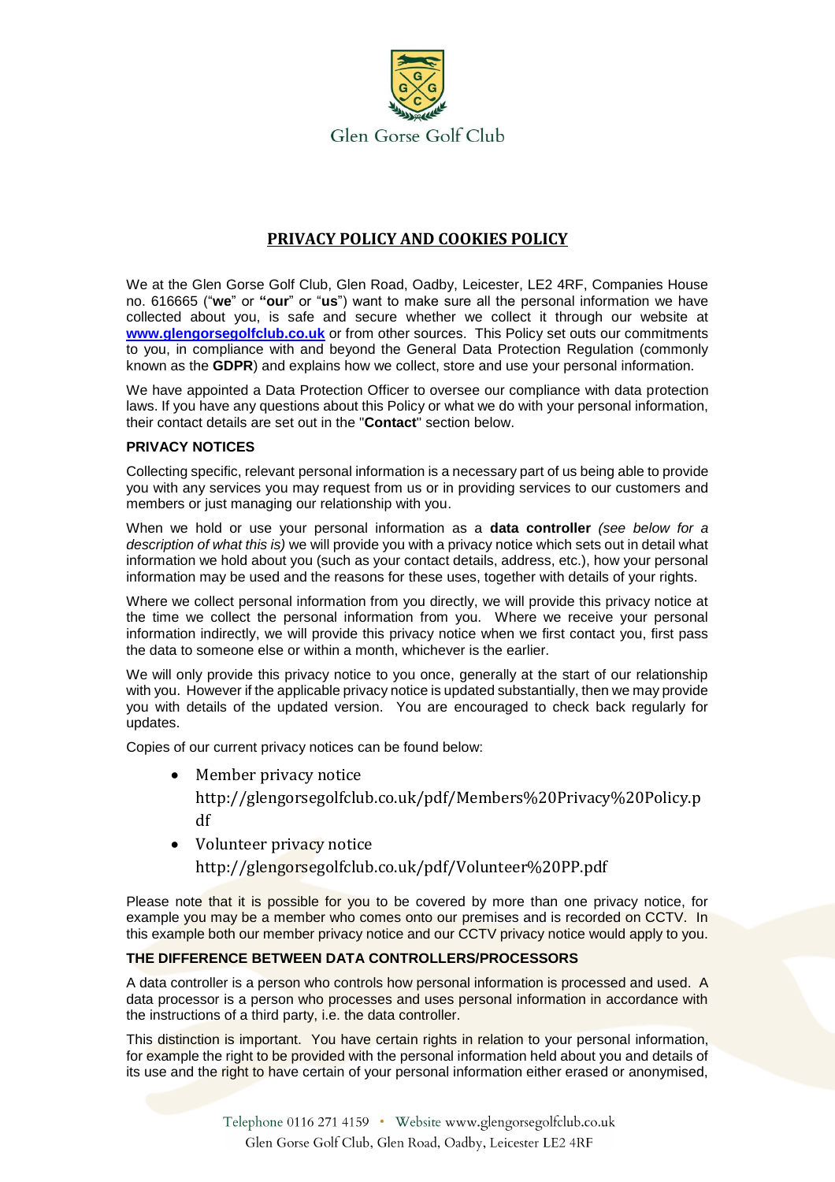Glen Gorse Golf Club

# PRIVACY POLICY AND COOKIES POLICY

We at the Glen Gorse Golf Club, Glen Road, Oadby, Leicester, LE2 4RF, Companies House no. 616665 ("**we**" or **"our**" or "**us**") want to make sure all the personal information we have collected about you, is safe and secure whether we collect it through our website at **www.glengorsegolfclub.co.uk** or from other sources. This Policy set outs our commitments to you, in compliance with and beyond the General Data Protection Regulation (commonly known as the **GDPR**) and explains how we collect, store and use your personal information.

We have appointed a Data Protection Officer to oversee our compliance with data protection laws. If you have any questions about this Policy or what we do with your personal information, their contact details are set out in the "**Contact**" section below.

**PRIVACY NOTICES**

Collecting specific, relevant personal information is a necessary part of us being able to provide you with any services you may request from us or in providing services to our customers and members or just managing our relationship with you.

When we hold or use your personal information as a **data controller** *(see below for a description of what this is)* we will provide you with a privacy notice which sets out in detail what information we hold about you (such as your contact details, address, etc.), how your personal information may be used and the reasons for these uses, together with details of your rights.

Where we collect personal information from you directly, we will provide this privacy notice at the time we collect the personal information from you. Where we receive your personal information indirectly, we will provide this privacy notice when we first contact you, first pass the data to someone else or within a month, whichever is the earlier.

We will only provide this privacy notice to you once, generally at the start of our relationship with you. However if the applicable privacy notice is updated substantially, then we may provide you with details of the updated version. You are encouraged to check back regularly for updates.

Copies of our current privacy notices can be found below:

- Member privacy notice http://glengorsegolfclub.co.uk/pdf/Members%20Privacy%20Policy.pdf
- Volunteer privacy notice http://glengorsegolfclub.co.uk/pdf/Volunteer%20PP.pdf

Please note that it is possible for you to be covered by more than one privacy notice, for example you may be a member who comes onto our premises and is recorded on CCTV. In this example both our member privacy notice and our CCTV privacy notice would apply to you.

**THE DIFFERENCE BETWEEN DATA CONTROLLERS/PROCESSORS**

A data controller is a person who controls how personal information is processed and used. A data processor is a person who processes and uses personal information in accordance with the instructions of a third party, i.e. the data controller.

This distinction is important. You have certain rights in relation to your personal information, for example the right to be provided with the personal information held about you and details of its use and the right to have certain of your personal information either erased or anonymised,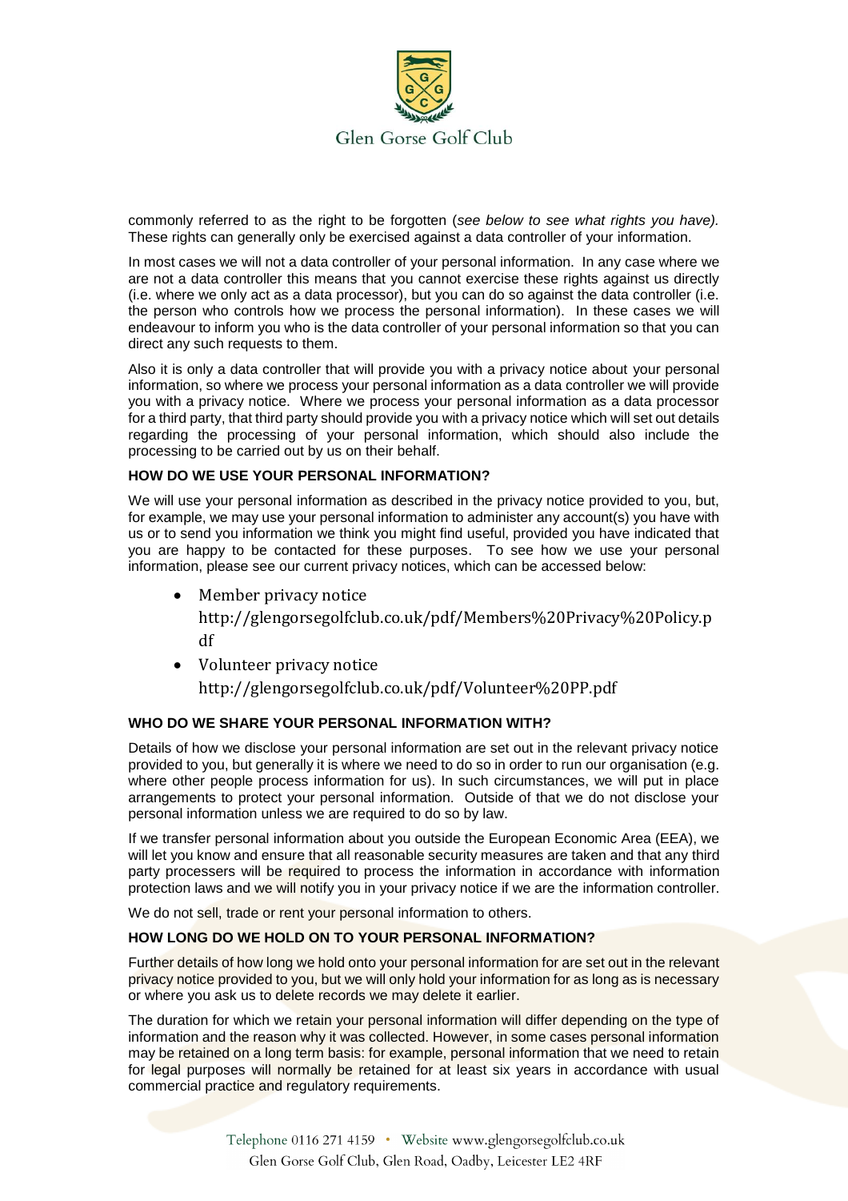commonly referred to as the right to be forgotten (*see below to see what rights you have).* These rights can generally only be exercised against a data controller of your information.

In most cases we will not a data controller of your personal information. In any case where we are not a data controller this means that you cannot exercise these rights against us directly (i.e. where we only act as a data processor), but you can do so against the data controller (i.e. the person who controls how we process the personal information). In these cases we will endeavour to inform you who is the data controller of your personal information so that you can direct any such requests to them.

Also it is only a data controller that will provide you with a privacy notice about your personal information, so where we process your personal information as a data controller we will provide you with a privacy notice. Where we process your personal information as a data processor for a third party, that third party should provide you with a privacy notice which will set out details regarding the processing of your personal information, which should also include the processing to be carried out by us on their behalf.

**HOW DO WE USE YOUR PERSONAL INFORMATION?**

We will use your personal information as described in the privacy notice provided to you, but, for example, we may use your personal information to administer any account(s) you have with us or to send you information we think you might find useful, provided you have indicated that you are happy to be contacted for these purposes. To see how we use your personal information, please see our current privacy notices, which can be accessed below:

- Member privacy notice
  http://glengorsegolfclub.co.uk/pdf/Members%20Privacy%20Policy.pdf
- Volunteer privacy notice
  http://glengorsegolfclub.co.uk/pdf/Volunteer%20PP.pdf

**WHO DO WE SHARE YOUR PERSONAL INFORMATION WITH?**

Details of how we disclose your personal information are set out in the relevant privacy notice provided to you, but generally it is where we need to do so in order to run our organisation (e.g. where other people process information for us). In such circumstances, we will put in place arrangements to protect your personal information. Outside of that we do not disclose your personal information unless we are required to do so by law.

If we transfer personal information about you outside the European Economic Area (EEA), we will let you know and ensure that all reasonable security measures are taken and that any third party processers will be required to process the information in accordance with information protection laws and we will notify you in your privacy notice if we are the information controller.

We do not sell, trade or rent your personal information to others.

**HOW LONG DO WE HOLD ON TO YOUR PERSONAL INFORMATION?**

Further details of how long we hold onto your personal information for are set out in the relevant privacy notice provided to you, but we will only hold your information for as long as is necessary or where you ask us to delete records we may delete it earlier.

The duration for which we retain your personal information will differ depending on the type of information and the reason why it was collected. However, in some cases personal information may be retained on a long term basis: for example, personal information that we need to retain for legal purposes will normally be retained for at least six years in accordance with usual commercial practice and regulatory requirements.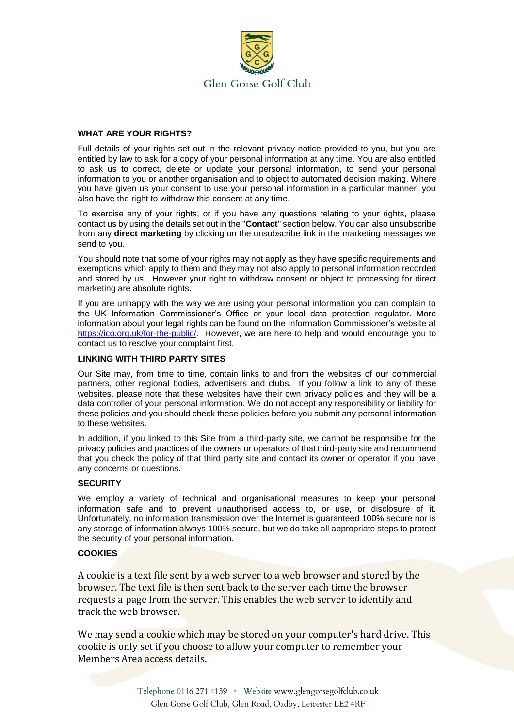## WHAT ARE YOUR RIGHTS?

Full details of your rights set out in the relevant privacy notice provided to you, but you are entitled by law to ask for a copy of your personal information at any time. You are also entitled to ask us to correct, delete or update your personal information, to send your personal information to you or another organisation and to object to automated decision making. Where you have given us your consent to use your personal information in a particular manner, you also have the right to withdraw this consent at any time.

To exercise any of your rights, or if you have any questions relating to your rights, please contact us by using the details set out in the "**Contact**" section below. You can also unsubscribe from any **direct marketing** by clicking on the unsubscribe link in the marketing messages we send to you.

You should note that some of your rights may not apply as they have specific requirements and exemptions which apply to them and they may not also apply to personal information recorded and stored by us. However your right to withdraw consent or object to processing for direct marketing are absolute rights.

If you are unhappy with the way we are using your personal information you can complain to the UK Information Commissioner's Office or your local data protection regulator. More information about your legal rights can be found on the Information Commissioner's website at https://ico.org.uk/for-the-public/. However, we are here to help and would encourage you to contact us to resolve your complaint first.

## LINKING WITH THIRD PARTY SITES

Our Site may, from time to time, contain links to and from the websites of our commercial partners, other regional bodies, advertisers and clubs. If you follow a link to any of these websites, please note that these websites have their own privacy policies and they will be a data controller of your personal information. We do not accept any responsibility or liability for these policies and you should check these policies before you submit any personal information to these websites.

In addition, if you linked to this Site from a third-party site, we cannot be responsible for the privacy policies and practices of the owners or operators of that third-party site and recommend that you check the policy of that third party site and contact its owner or operator if you have any concerns or questions.

## SECURITY

We employ a variety of technical and organisational measures to keep your personal information safe and to prevent unauthorised access to, or use, or disclosure of it. Unfortunately, no information transmission over the Internet is guaranteed 100% secure nor is any storage of information always 100% secure, but we do take all appropriate steps to protect the security of your personal information.

## COOKIES

A cookie is a text file sent by a web server to a web browser and stored by the browser. The text file is then sent back to the server each time the browser requests a page from the server. This enables the web server to identify and track the web browser.

We may send a cookie which may be stored on your computer's hard drive. This cookie is only set if you choose to allow your computer to remember your Members Area access details.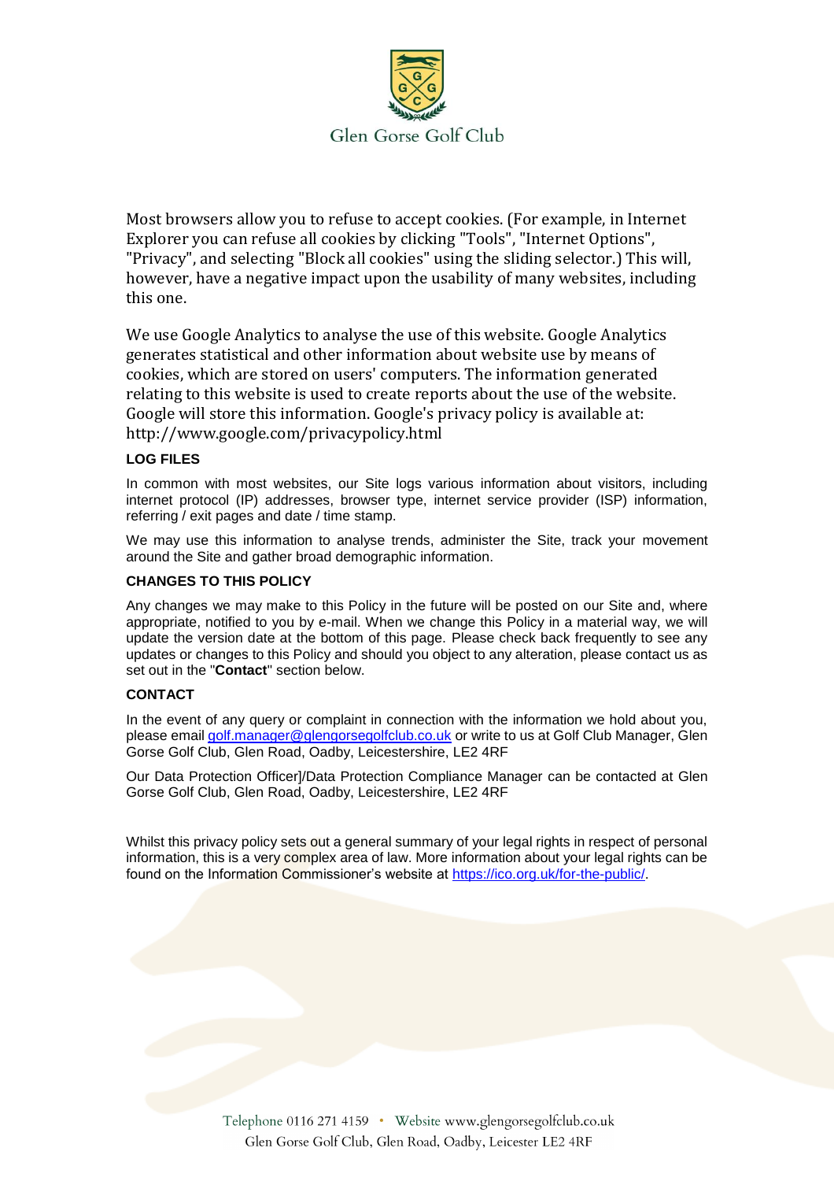Most browsers allow you to refuse to accept cookies. (For example, in Internet Explorer you can refuse all cookies by clicking "Tools", "Internet Options", "Privacy", and selecting "Block all cookies" using the sliding selector.) This will, however, have a negative impact upon the usability of many websites, including this one.

We use Google Analytics to analyse the use of this website. Google Analytics generates statistical and other information about website use by means of cookies, which are stored on users' computers. The information generated relating to this website is used to create reports about the use of the website. Google will store this information. Google's privacy policy is available at: http://www.google.com/privacypolicy.html

**LOG FILES**

In common with most websites, our Site logs various information about visitors, including internet protocol (IP) addresses, browser type, internet service provider (ISP) information, referring / exit pages and date / time stamp.

We may use this information to analyse trends, administer the Site, track your movement around the Site and gather broad demographic information.

**CHANGES TO THIS POLICY**

Any changes we may make to this Policy in the future will be posted on our Site and, where appropriate, notified to you by e-mail. When we change this Policy in a material way, we will update the version date at the bottom of this page. Please check back frequently to see any updates or changes to this Policy and should you object to any alteration, please contact us as set out in the "**Contact**" section below.

**CONTACT**

In the event of any query or complaint in connection with the information we hold about you, please email golf.manager@glengorsegolfclub.co.uk or write to us at Golf Club Manager, Glen Gorse Golf Club, Glen Road, Oadby, Leicestershire, LE2 4RF

Our Data Protection Officer]/Data Protection Compliance Manager can be contacted at Glen Gorse Golf Club, Glen Road, Oadby, Leicestershire, LE2 4RF

Whilst this privacy policy sets out a general summary of your legal rights in respect of personal information, this is a very complex area of law. More information about your legal rights can be found on the Information Commissioner's website at https://ico.org.uk/for-the-public/.